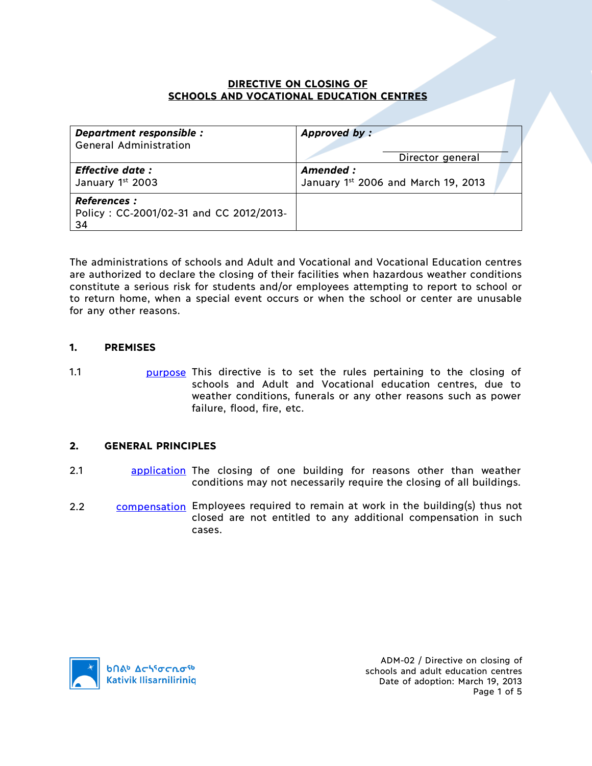# DIRECTIVE ON CLOSING OF SCHOOLS AND VOCATIONAL EDUCATION CENTRES

| ***Department responsible :*** General Administration | ***Approved by :*** Director general |
|---|---|
| ***Effective date :*** January 1st 2003 | ***Amended :*** January 1st 2006 and March 19, 2013 |
| ***References :*** Policy : CC-2001/02-31 and CC 2012/2013-34 | |

The administrations of schools and Adult and Vocational and Vocational Education centres are authorized to declare the closing of their facilities when hazardous weather conditions constitute a serious risk for students and/or employees attempting to report to school or to return home, when a special event occurs or when the school or center are unusable for any other reasons.

## 1. PREMISES

1.1 purpose — This directive is to set the rules pertaining to the closing of schools and Adult and Vocational education centres, due to weather conditions, funerals or any other reasons such as power failure, flood, fire, etc.

## 2. GENERAL PRINCIPLES

2.1 application — The closing of one building for reasons other than weather conditions may not necessarily require the closing of all buildings.

2.2 compensation — Employees required to remain at work in the building(s) thus not closed are not entitled to any additional compensation in such cases.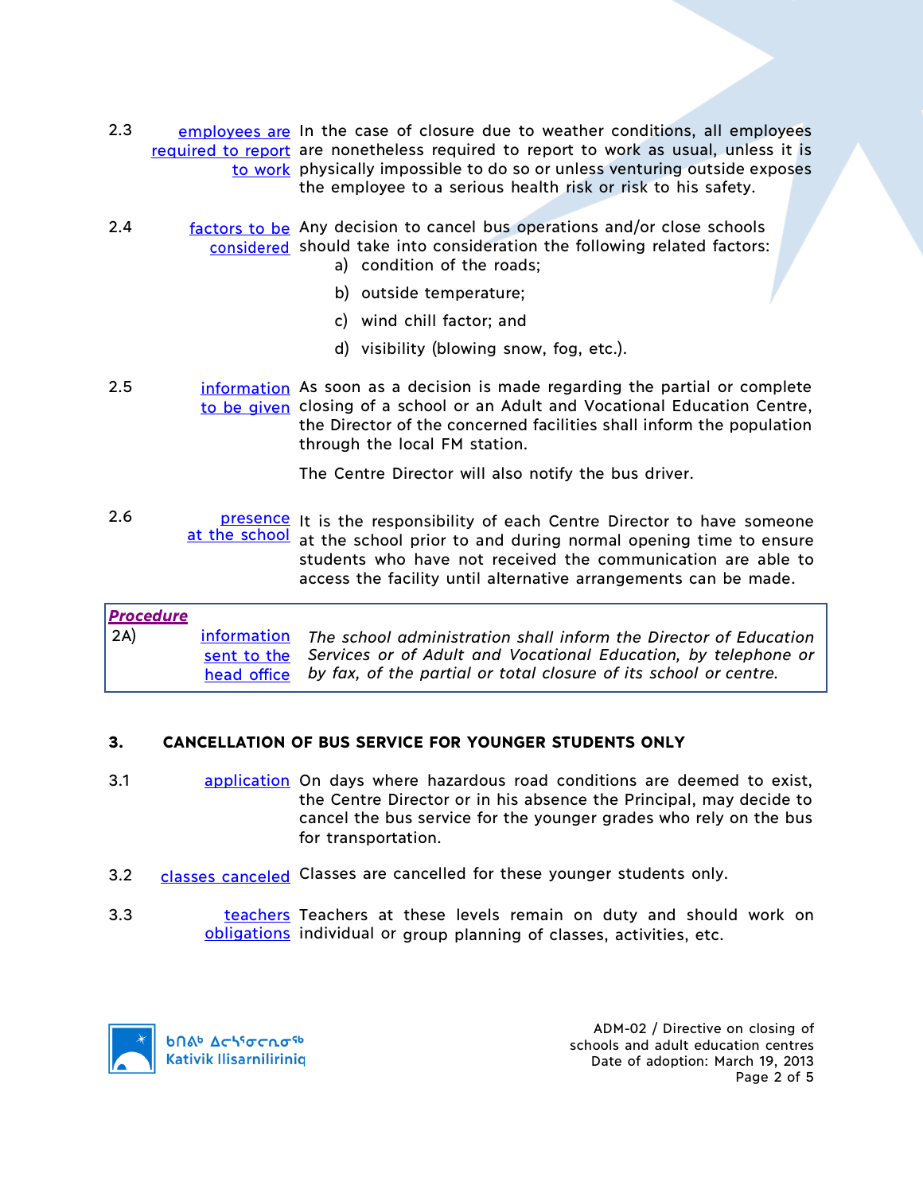2.3 **employees are required to report to work** In the case of closure due to weather conditions, all employees are nonetheless required to report to work as usual, unless it is physically impossible to do so or unless venturing outside exposes the employee to a serious health risk or risk to his safety.

2.4 **factors to be considered** Any decision to cancel bus operations and/or close schools should take into consideration the following related factors:

a) condition of the roads;

b) outside temperature;

c) wind chill factor; and

d) visibility (blowing snow, fog, etc.).

2.5 **information to be given** As soon as a decision is made regarding the partial or complete closing of a school or an Adult and Vocational Education Centre, the Director of the concerned facilities shall inform the population through the local FM station.

The Centre Director will also notify the bus driver.

2.6 **presence at the school** It is the responsibility of each Centre Director to have someone at the school prior to and during normal opening time to ensure students who have not received the communication are able to access the facility until alternative arrangements can be made.

***Procedure***

2A) **information sent to the head office** *The school administration shall inform the Director of Education Services or of Adult and Vocational Education, by telephone or by fax, of the partial or total closure of its school or centre.*

## 3. CANCELLATION OF BUS SERVICE FOR YOUNGER STUDENTS ONLY

3.1 **application** On days where hazardous road conditions are deemed to exist, the Centre Director or in his absence the Principal, may decide to cancel the bus service for the younger grades who rely on the bus for transportation.

3.2 **classes canceled** Classes are cancelled for these younger students only.

3.3 **teachers obligations** Teachers at these levels remain on duty and should work on individual or group planning of classes, activities, etc.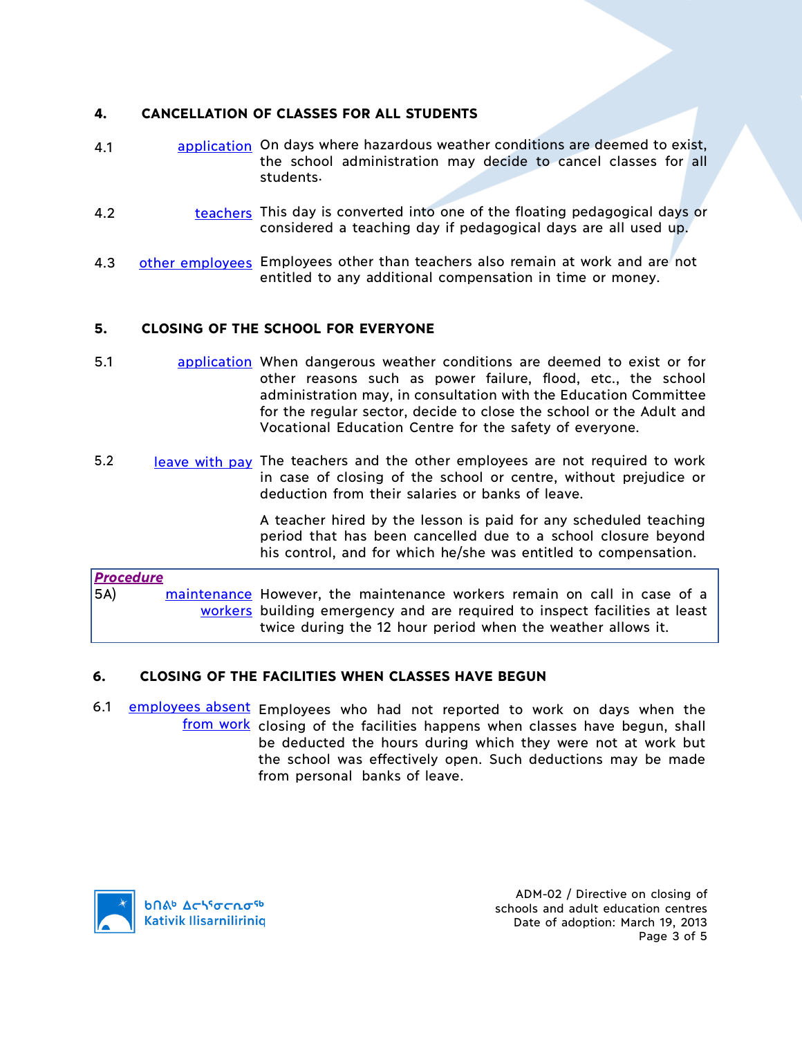## 4. CANCELLATION OF CLASSES FOR ALL STUDENTS

4.1 **application** On days where hazardous weather conditions are deemed to exist, the school administration may decide to cancel classes for all students.

4.2 **teachers** This day is converted into one of the floating pedagogical days or considered a teaching day if pedagogical days are all used up.

4.3 **other employees** Employees other than teachers also remain at work and are not entitled to any additional compensation in time or money.

## 5. CLOSING OF THE SCHOOL FOR EVERYONE

5.1 **application** When dangerous weather conditions are deemed to exist or for other reasons such as power failure, flood, etc., the school administration may, in consultation with the Education Committee for the regular sector, decide to close the school or the Adult and Vocational Education Centre for the safety of everyone.

5.2 **leave with pay** The teachers and the other employees are not required to work in case of closing of the school or centre, without prejudice or deduction from their salaries or banks of leave.

A teacher hired by the lesson is paid for any scheduled teaching period that has been cancelled due to a school closure beyond his control, and for which he/she was entitled to compensation.

> ***Procedure***
>
> 5A) **maintenance workers** However, the maintenance workers remain on call in case of a building emergency and are required to inspect facilities at least twice during the 12 hour period when the weather allows it.

## 6. CLOSING OF THE FACILITIES WHEN CLASSES HAVE BEGUN

6.1 **employees absent from work** Employees who had not reported to work on days when the closing of the facilities happens when classes have begun, shall be deducted the hours during which they were not at work but the school was effectively open. Such deductions may be made from personal banks of leave.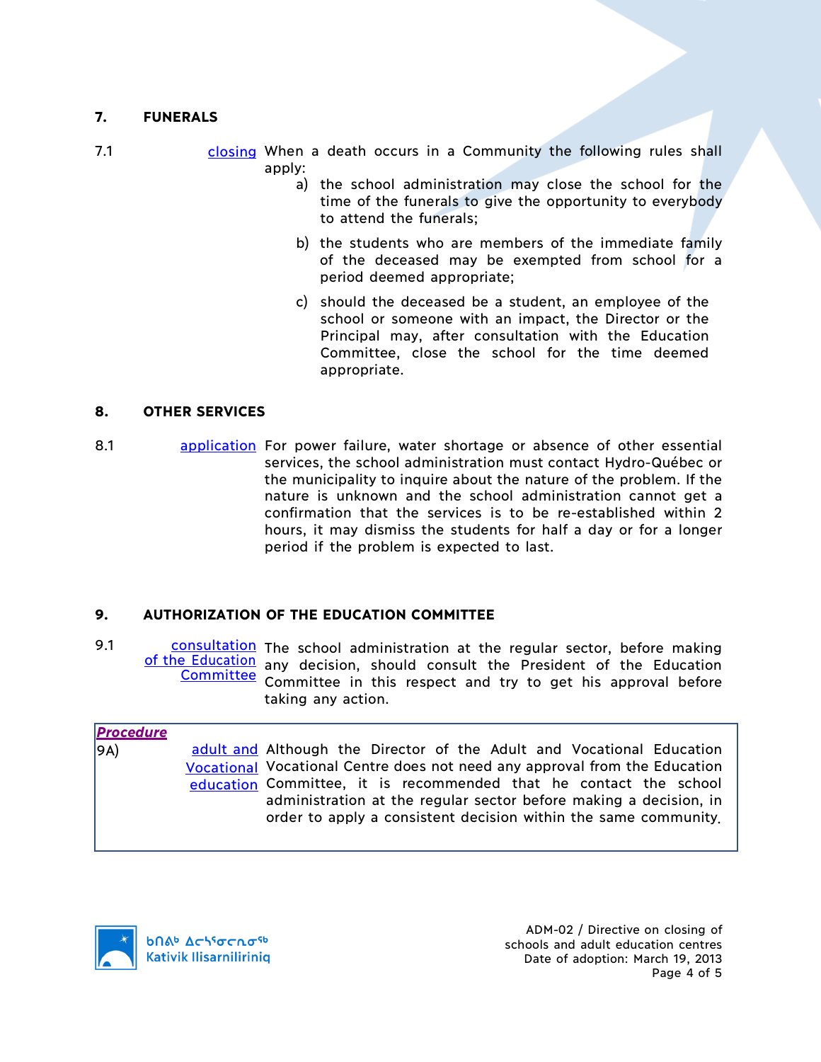## 7. FUNERALS

7.1 closing When a death occurs in a Community the following rules shall apply:

a) the school administration may close the school for the time of the funerals to give the opportunity to everybody to attend the funerals;

b) the students who are members of the immediate family of the deceased may be exempted from school for a period deemed appropriate;

c) should the deceased be a student, an employee of the school or someone with an impact, the Director or the Principal may, after consultation with the Education Committee, close the school for the time deemed appropriate.

## 8. OTHER SERVICES

8.1 application For power failure, water shortage or absence of other essential services, the school administration must contact Hydro-Québec or the municipality to inquire about the nature of the problem. If the nature is unknown and the school administration cannot get a confirmation that the services is to be re-established within 2 hours, it may dismiss the students for half a day or for a longer period if the problem is expected to last.

## 9. AUTHORIZATION OF THE EDUCATION COMMITTEE

9.1 consultation of the Education Committee The school administration at the regular sector, before making any decision, should consult the President of the Education Committee in this respect and try to get his approval before taking any action.

***Procedure***

9A) adult and Vocational education Although the Director of the Adult and Vocational Education Vocational Centre does not need any approval from the Education Committee, it is recommended that he contact the school administration at the regular sector before making a decision, in order to apply a consistent decision within the same community.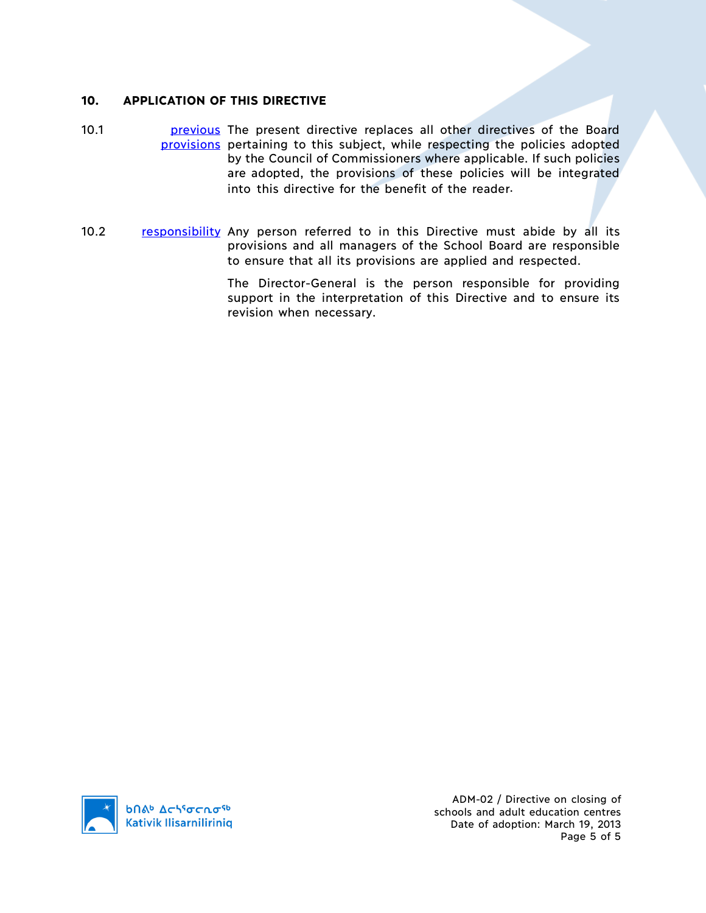## 10. APPLICATION OF THIS DIRECTIVE

10.1 previous provisions The present directive replaces all other directives of the Board pertaining to this subject, while respecting the policies adopted by the Council of Commissioners where applicable. If such policies are adopted, the provisions of these policies will be integrated into this directive for the benefit of the reader.

10.2 responsibility Any person referred to in this Directive must abide by all its provisions and all managers of the School Board are responsible to ensure that all its provisions are applied and respected.

The Director-General is the person responsible for providing support in the interpretation of this Directive and to ensure its revision when necessary.